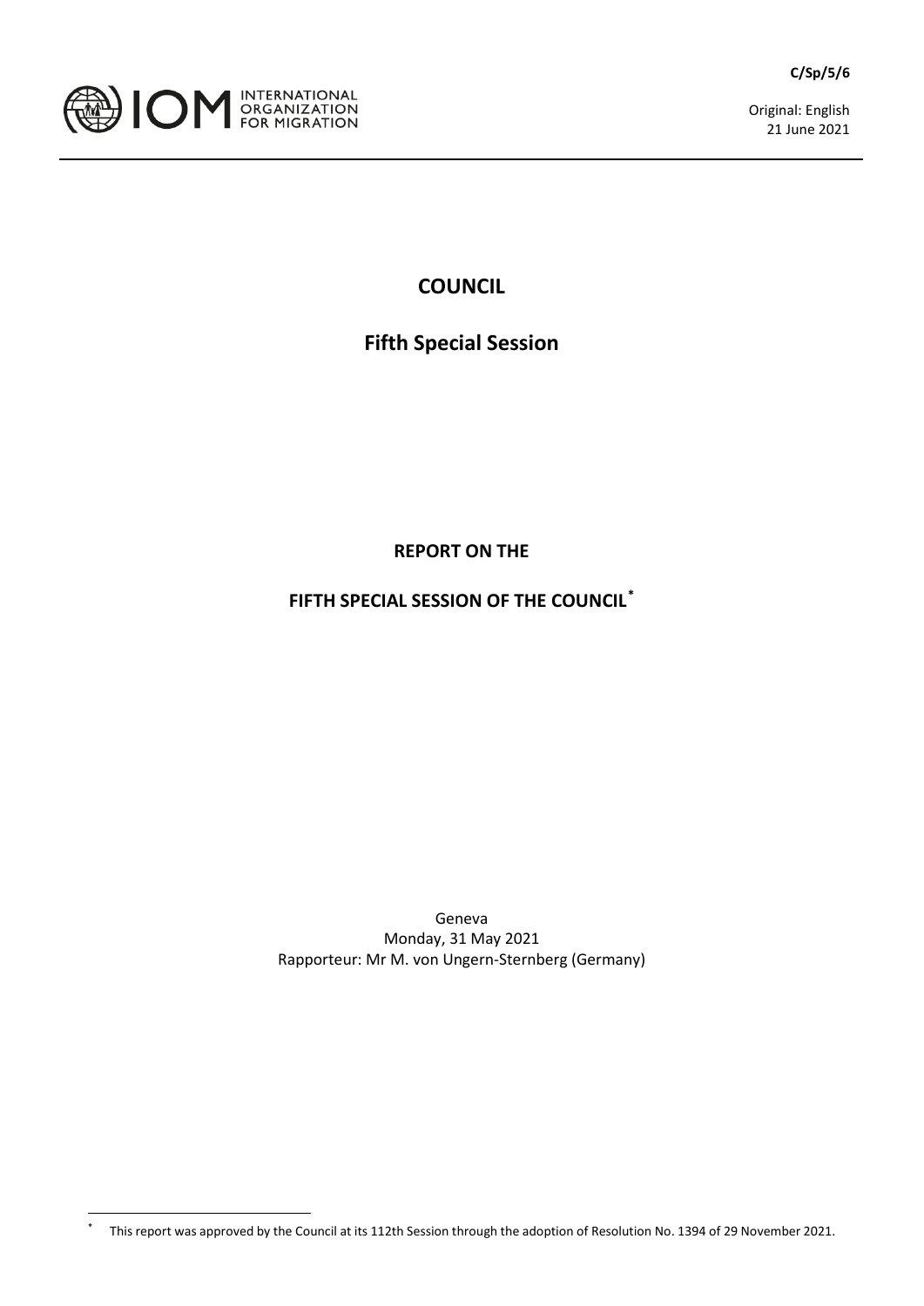C/Sp/5/6

INTERNATIONAL ORGANIZATION FOR MIGRATION

Original: English
21 June 2021

# COUNCIL

## Fifth Special Session

### REPORT ON THE

### FIFTH SPECIAL SESSION OF THE COUNCIL*

Geneva
Monday, 31 May 2021
Rapporteur: Mr M. von Ungern-Sternberg (Germany)

---

* This report was approved by the Council at its 112th Session through the adoption of Resolution No. 1394 of 29 November 2021.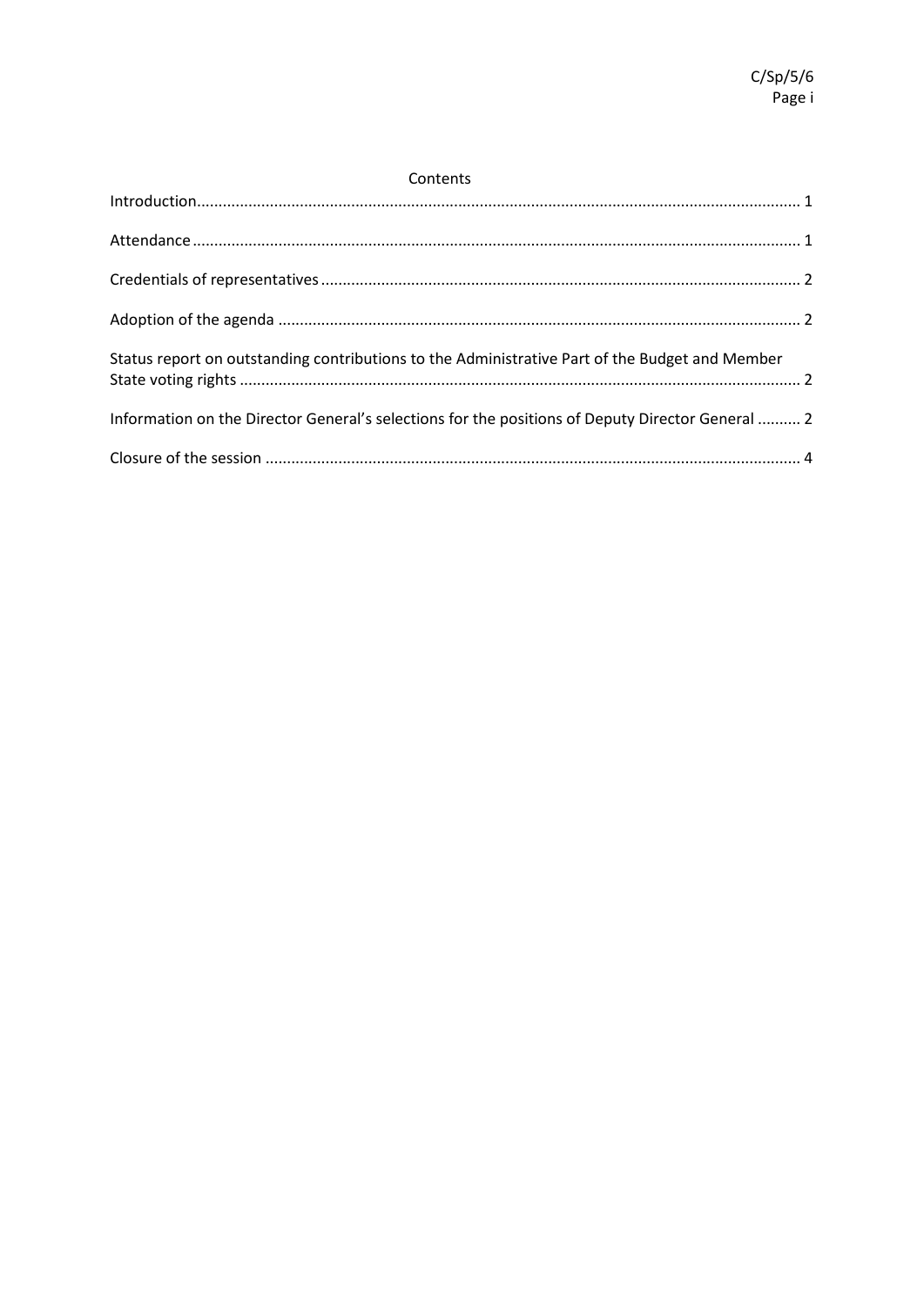Contents

Introduction ........................................................................................................................................ 1

Attendance ........................................................................................................................................ 1

Credentials of representatives .......................................................................................................... 2

Adoption of the agenda ..................................................................................................................... 2

Status report on outstanding contributions to the Administrative Part of the Budget and Member State voting rights ............................................................................................................................ 2

Information on the Director General's selections for the positions of Deputy Director General .......... 2

Closure of the session ........................................................................................................................ 4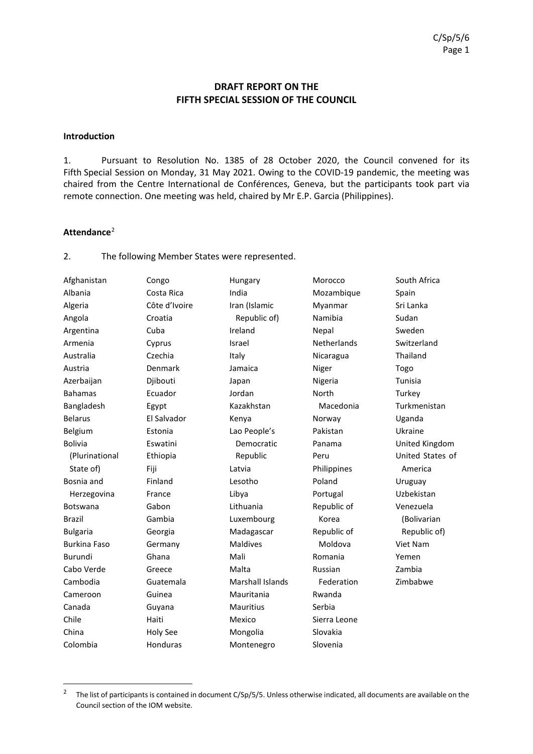## DRAFT REPORT ON THE FIFTH SPECIAL SESSION OF THE COUNCIL

### Introduction

1. Pursuant to Resolution No. 1385 of 28 October 2020, the Council convened for its Fifth Special Session on Monday, 31 May 2021. Owing to the COVID-19 pandemic, the meeting was chaired from the Centre International de Conférences, Geneva, but the participants took part via remote connection. One meeting was held, chaired by Mr E.P. Garcia (Philippines).

### Attendance[2]

2. The following Member States were represented.

Afghanistan
Albania
Algeria
Angola
Argentina
Armenia
Australia
Austria
Azerbaijan
Bahamas
Bangladesh
Belarus
Belgium
Bolivia (Plurinational State of)
Bosnia and Herzegovina
Botswana
Brazil
Bulgaria
Burkina Faso
Burundi
Cabo Verde
Cambodia
Cameroon
Canada
Chile
China
Colombia
Congo
Costa Rica
Côte d'Ivoire
Croatia
Cuba
Cyprus
Czechia
Denmark
Djibouti
Ecuador
Egypt
El Salvador
Estonia
Eswatini
Ethiopia
Fiji
Finland
France
Gabon
Gambia
Georgia
Germany
Ghana
Greece
Guatemala
Guinea
Guyana
Haiti
Holy See
Honduras
Hungary
India
Iran (Islamic Republic of)
Ireland
Israel
Italy
Jamaica
Japan
Jordan
Kazakhstan
Kenya
Lao People's Democratic Republic
Latvia
Lesotho
Libya
Lithuania
Luxembourg
Madagascar
Maldives
Mali
Malta
Marshall Islands
Mauritania
Mauritius
Mexico
Mongolia
Montenegro
Morocco
Mozambique
Myanmar
Namibia
Nepal
Netherlands
Nicaragua
Niger
Nigeria
North Macedonia
Norway
Pakistan
Panama
Peru
Philippines
Poland
Portugal
Republic of Korea
Republic of Moldova
Romania
Russian Federation
Rwanda
Serbia
Sierra Leone
Slovakia
Slovenia
South Africa
Spain
Sri Lanka
Sudan
Sweden
Switzerland
Thailand
Togo
Tunisia
Turkey
Turkmenistan
Uganda
Ukraine
United Kingdom
United States of America
Uruguay
Uzbekistan
Venezuela (Bolivarian Republic of)
Viet Nam
Yemen
Zambia
Zimbabwe

---

[2] The list of participants is contained in document C/Sp/5/5. Unless otherwise indicated, all documents are available on the Council section of the IOM website.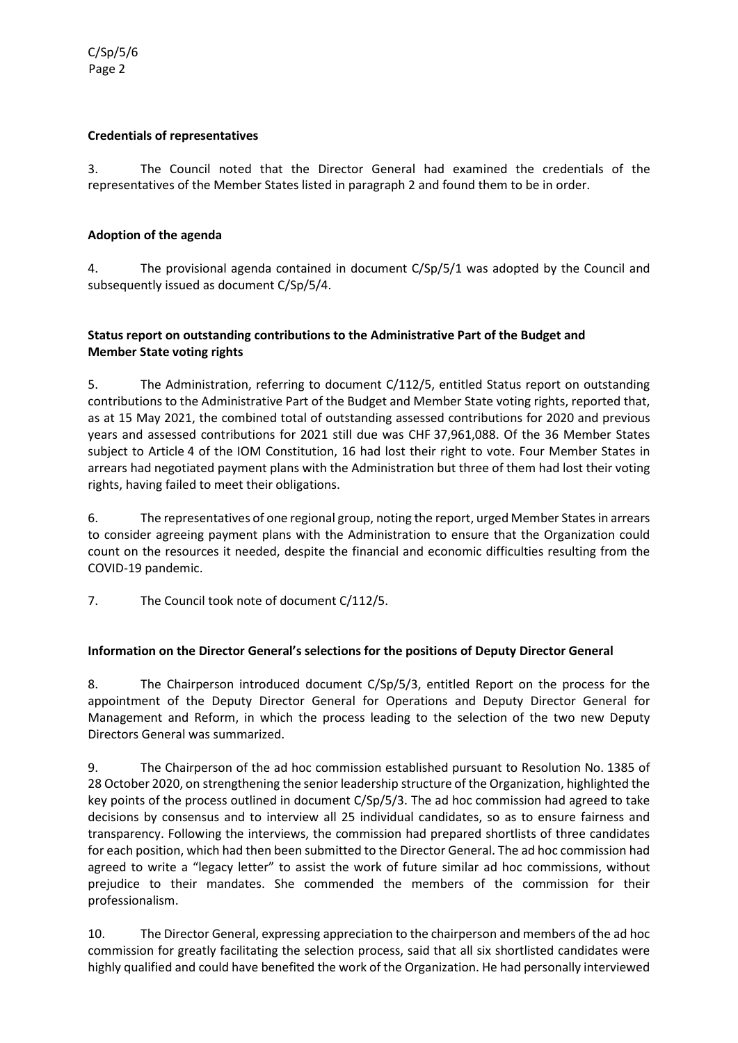**Credentials of representatives**

3. The Council noted that the Director General had examined the credentials of the representatives of the Member States listed in paragraph 2 and found them to be in order.

**Adoption of the agenda**

4. The provisional agenda contained in document C/Sp/5/1 was adopted by the Council and subsequently issued as document C/Sp/5/4.

**Status report on outstanding contributions to the Administrative Part of the Budget and Member State voting rights**

5. The Administration, referring to document C/112/5, entitled Status report on outstanding contributions to the Administrative Part of the Budget and Member State voting rights, reported that, as at 15 May 2021, the combined total of outstanding assessed contributions for 2020 and previous years and assessed contributions for 2021 still due was CHF 37,961,088. Of the 36 Member States subject to Article 4 of the IOM Constitution, 16 had lost their right to vote. Four Member States in arrears had negotiated payment plans with the Administration but three of them had lost their voting rights, having failed to meet their obligations.

6. The representatives of one regional group, noting the report, urged Member States in arrears to consider agreeing payment plans with the Administration to ensure that the Organization could count on the resources it needed, despite the financial and economic difficulties resulting from the COVID-19 pandemic.

7. The Council took note of document C/112/5.

**Information on the Director General's selections for the positions of Deputy Director General**

8. The Chairperson introduced document C/Sp/5/3, entitled Report on the process for the appointment of the Deputy Director General for Operations and Deputy Director General for Management and Reform, in which the process leading to the selection of the two new Deputy Directors General was summarized.

9. The Chairperson of the ad hoc commission established pursuant to Resolution No. 1385 of 28 October 2020, on strengthening the senior leadership structure of the Organization, highlighted the key points of the process outlined in document C/Sp/5/3. The ad hoc commission had agreed to take decisions by consensus and to interview all 25 individual candidates, so as to ensure fairness and transparency. Following the interviews, the commission had prepared shortlists of three candidates for each position, which had then been submitted to the Director General. The ad hoc commission had agreed to write a "legacy letter" to assist the work of future similar ad hoc commissions, without prejudice to their mandates. She commended the members of the commission for their professionalism.

10. The Director General, expressing appreciation to the chairperson and members of the ad hoc commission for greatly facilitating the selection process, said that all six shortlisted candidates were highly qualified and could have benefited the work of the Organization. He had personally interviewed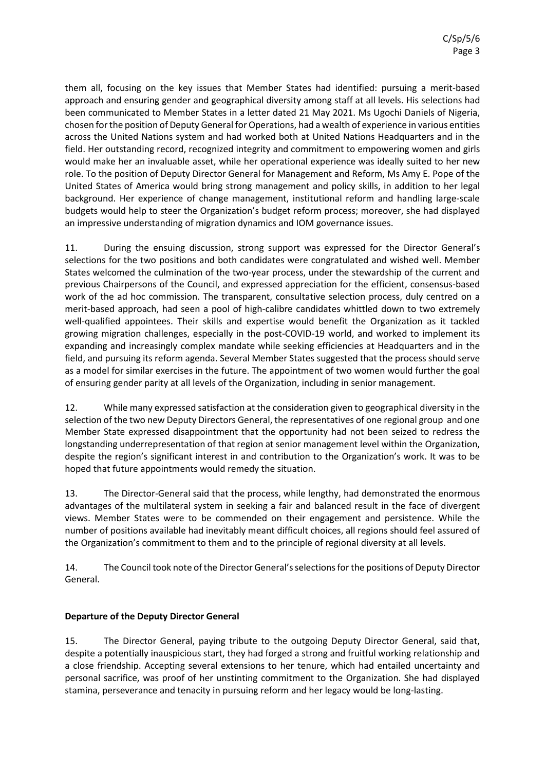them all, focusing on the key issues that Member States had identified: pursuing a merit-based approach and ensuring gender and geographical diversity among staff at all levels. His selections had been communicated to Member States in a letter dated 21 May 2021. Ms Ugochi Daniels of Nigeria, chosen for the position of Deputy General for Operations, had a wealth of experience in various entities across the United Nations system and had worked both at United Nations Headquarters and in the field. Her outstanding record, recognized integrity and commitment to empowering women and girls would make her an invaluable asset, while her operational experience was ideally suited to her new role. To the position of Deputy Director General for Management and Reform, Ms Amy E. Pope of the United States of America would bring strong management and policy skills, in addition to her legal background. Her experience of change management, institutional reform and handling large-scale budgets would help to steer the Organization's budget reform process; moreover, she had displayed an impressive understanding of migration dynamics and IOM governance issues.

11. During the ensuing discussion, strong support was expressed for the Director General's selections for the two positions and both candidates were congratulated and wished well. Member States welcomed the culmination of the two-year process, under the stewardship of the current and previous Chairpersons of the Council, and expressed appreciation for the efficient, consensus-based work of the ad hoc commission. The transparent, consultative selection process, duly centred on a merit-based approach, had seen a pool of high-calibre candidates whittled down to two extremely well-qualified appointees. Their skills and expertise would benefit the Organization as it tackled growing migration challenges, especially in the post-COVID-19 world, and worked to implement its expanding and increasingly complex mandate while seeking efficiencies at Headquarters and in the field, and pursuing its reform agenda. Several Member States suggested that the process should serve as a model for similar exercises in the future. The appointment of two women would further the goal of ensuring gender parity at all levels of the Organization, including in senior management.

12. While many expressed satisfaction at the consideration given to geographical diversity in the selection of the two new Deputy Directors General, the representatives of one regional group and one Member State expressed disappointment that the opportunity had not been seized to redress the longstanding underrepresentation of that region at senior management level within the Organization, despite the region's significant interest in and contribution to the Organization's work. It was to be hoped that future appointments would remedy the situation.

13. The Director-General said that the process, while lengthy, had demonstrated the enormous advantages of the multilateral system in seeking a fair and balanced result in the face of divergent views. Member States were to be commended on their engagement and persistence. While the number of positions available had inevitably meant difficult choices, all regions should feel assured of the Organization's commitment to them and to the principle of regional diversity at all levels.

14. The Council took note of the Director General's selections for the positions of Deputy Director General.

**Departure of the Deputy Director General**

15. The Director General, paying tribute to the outgoing Deputy Director General, said that, despite a potentially inauspicious start, they had forged a strong and fruitful working relationship and a close friendship. Accepting several extensions to her tenure, which had entailed uncertainty and personal sacrifice, was proof of her unstinting commitment to the Organization. She had displayed stamina, perseverance and tenacity in pursuing reform and her legacy would be long-lasting.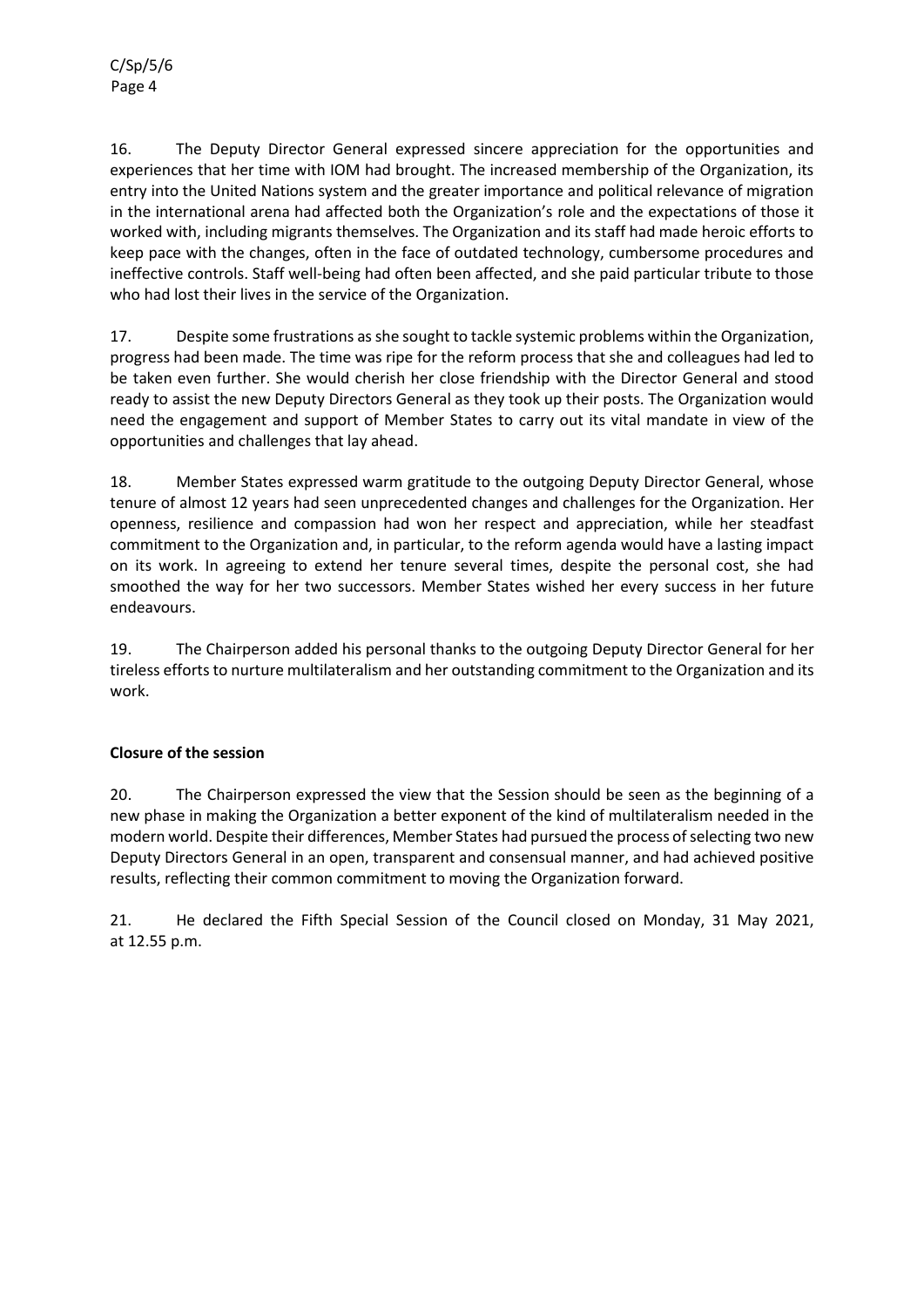16. The Deputy Director General expressed sincere appreciation for the opportunities and experiences that her time with IOM had brought. The increased membership of the Organization, its entry into the United Nations system and the greater importance and political relevance of migration in the international arena had affected both the Organization's role and the expectations of those it worked with, including migrants themselves. The Organization and its staff had made heroic efforts to keep pace with the changes, often in the face of outdated technology, cumbersome procedures and ineffective controls. Staff well-being had often been affected, and she paid particular tribute to those who had lost their lives in the service of the Organization.

17. Despite some frustrations as she sought to tackle systemic problems within the Organization, progress had been made. The time was ripe for the reform process that she and colleagues had led to be taken even further. She would cherish her close friendship with the Director General and stood ready to assist the new Deputy Directors General as they took up their posts. The Organization would need the engagement and support of Member States to carry out its vital mandate in view of the opportunities and challenges that lay ahead.

18. Member States expressed warm gratitude to the outgoing Deputy Director General, whose tenure of almost 12 years had seen unprecedented changes and challenges for the Organization. Her openness, resilience and compassion had won her respect and appreciation, while her steadfast commitment to the Organization and, in particular, to the reform agenda would have a lasting impact on its work. In agreeing to extend her tenure several times, despite the personal cost, she had smoothed the way for her two successors. Member States wished her every success in her future endeavours.

19. The Chairperson added his personal thanks to the outgoing Deputy Director General for her tireless efforts to nurture multilateralism and her outstanding commitment to the Organization and its work.

**Closure of the session**

20. The Chairperson expressed the view that the Session should be seen as the beginning of a new phase in making the Organization a better exponent of the kind of multilateralism needed in the modern world. Despite their differences, Member States had pursued the process of selecting two new Deputy Directors General in an open, transparent and consensual manner, and had achieved positive results, reflecting their common commitment to moving the Organization forward.

21. He declared the Fifth Special Session of the Council closed on Monday, 31 May 2021, at 12.55 p.m.